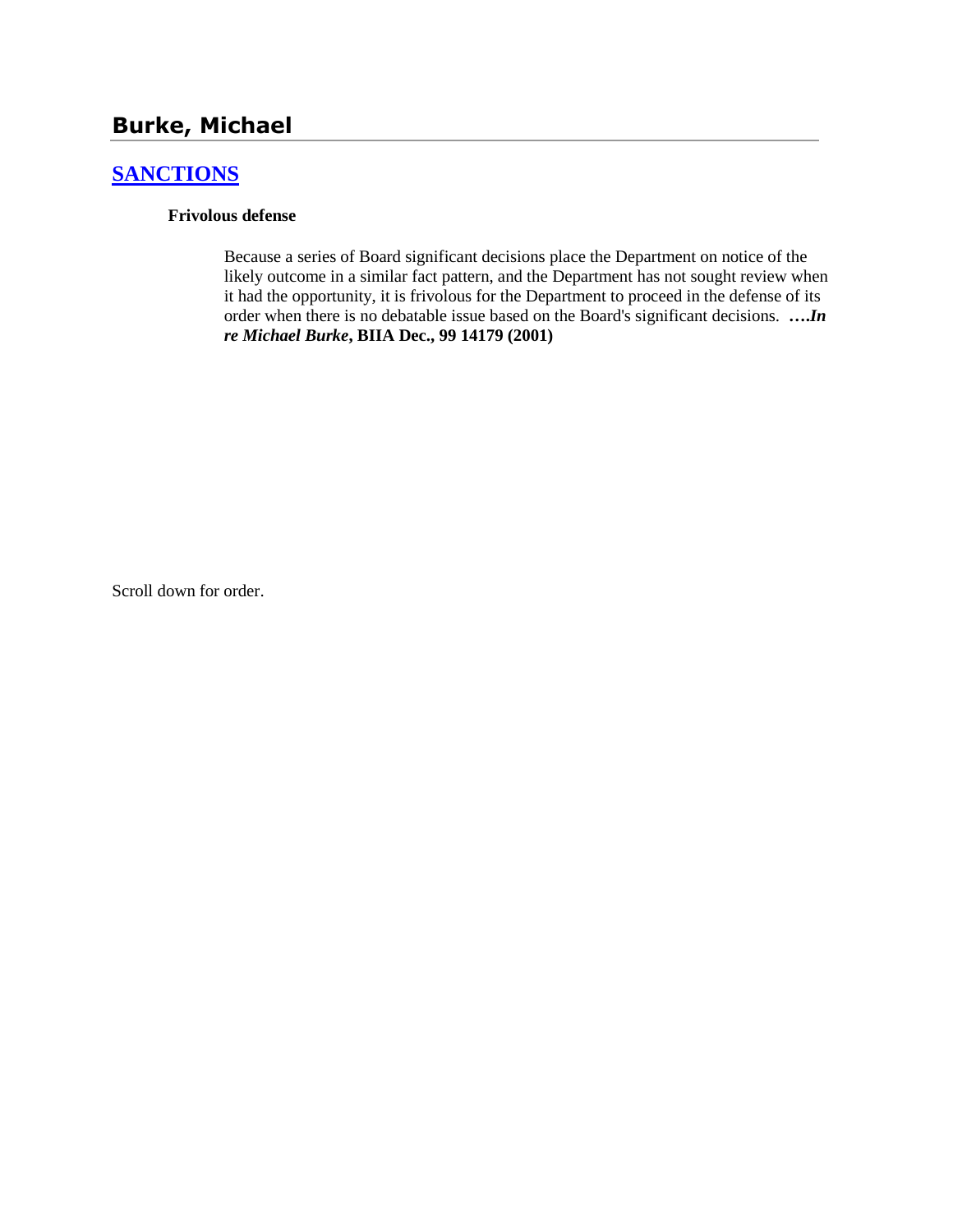## Burke, Michael

### [SANCTIONS]

**Frivolous defense**

Because a series of Board significant decisions place the Department on notice of the likely outcome in a similar fact pattern, and the Department has not sought review when it had the opportunity, it is frivolous for the Department to proceed in the defense of its order when there is no debatable issue based on the Board's significant decisions. **….*In re Michael Burke*, BIIA Dec., 99 14179 (2001)**

Scroll down for order.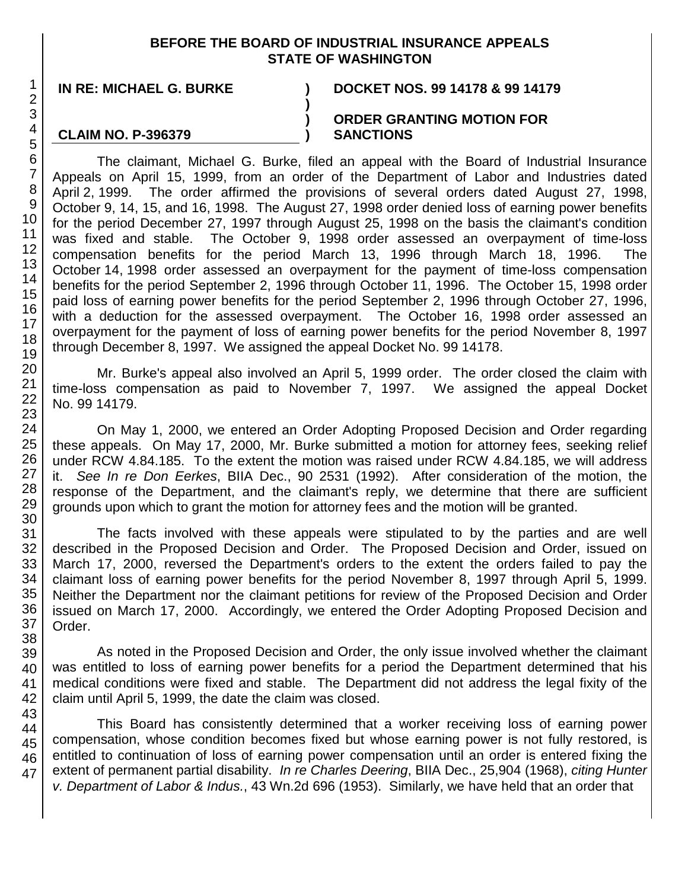**BEFORE THE BOARD OF INDUSTRIAL INSURANCE APPEALS**
**STATE OF WASHINGTON**

| | | |
|---|---|---|
| **IN RE: MICHAEL G. BURKE** | **)** | **DOCKET NOS. 99 14178 & 99 14179** |
| | **)** | |
| | **)** | **ORDER GRANTING MOTION FOR** |
| **CLAIM NO. P-396379** | **)** | **SANCTIONS** |

The claimant, Michael G. Burke, filed an appeal with the Board of Industrial Insurance Appeals on April 15, 1999, from an order of the Department of Labor and Industries dated April 2, 1999. The order affirmed the provisions of several orders dated August 27, 1998, October 9, 14, 15, and 16, 1998. The August 27, 1998 order denied loss of earning power benefits for the period December 27, 1997 through August 25, 1998 on the basis the claimant's condition was fixed and stable. The October 9, 1998 order assessed an overpayment of time-loss compensation benefits for the period March 13, 1996 through March 18, 1996. The October 14, 1998 order assessed an overpayment for the payment of time-loss compensation benefits for the period September 2, 1996 through October 11, 1996. The October 15, 1998 order paid loss of earning power benefits for the period September 2, 1996 through October 27, 1996, with a deduction for the assessed overpayment. The October 16, 1998 order assessed an overpayment for the payment of loss of earning power benefits for the period November 8, 1997 through December 8, 1997. We assigned the appeal Docket No. 99 14178.

Mr. Burke's appeal also involved an April 5, 1999 order. The order closed the claim with time-loss compensation as paid to November 7, 1997. We assigned the appeal Docket No. 99 14179.

On May 1, 2000, we entered an Order Adopting Proposed Decision and Order regarding these appeals. On May 17, 2000, Mr. Burke submitted a motion for attorney fees, seeking relief under RCW 4.84.185. To the extent the motion was raised under RCW 4.84.185, we will address it. *See In re Don Eerkes*, BIIA Dec., 90 2531 (1992). After consideration of the motion, the response of the Department, and the claimant's reply, we determine that there are sufficient grounds upon which to grant the motion for attorney fees and the motion will be granted.

The facts involved with these appeals were stipulated to by the parties and are well described in the Proposed Decision and Order. The Proposed Decision and Order, issued on March 17, 2000, reversed the Department's orders to the extent the orders failed to pay the claimant loss of earning power benefits for the period November 8, 1997 through April 5, 1999. Neither the Department nor the claimant petitions for review of the Proposed Decision and Order issued on March 17, 2000. Accordingly, we entered the Order Adopting Proposed Decision and Order.

As noted in the Proposed Decision and Order, the only issue involved whether the claimant was entitled to loss of earning power benefits for a period the Department determined that his medical conditions were fixed and stable. The Department did not address the legal fixity of the claim until April 5, 1999, the date the claim was closed.

This Board has consistently determined that a worker receiving loss of earning power compensation, whose condition becomes fixed but whose earning power is not fully restored, is entitled to continuation of loss of earning power compensation until an order is entered fixing the extent of permanent partial disability. *In re Charles Deering*, BIIA Dec., 25,904 (1968), *citing Hunter v. Department of Labor & Indus.*, 43 Wn.2d 696 (1953). Similarly, we have held that an order that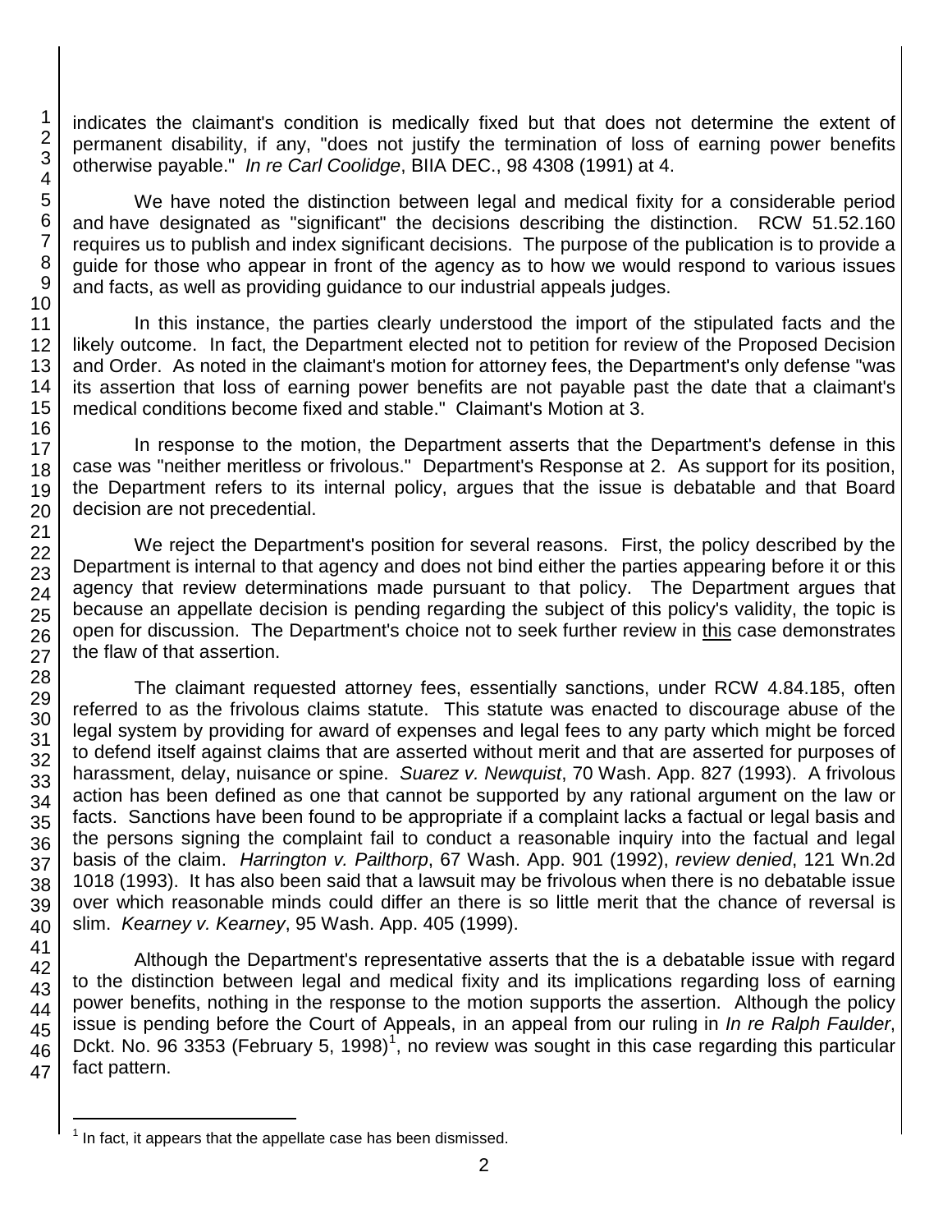indicates the claimant's condition is medically fixed but that does not determine the extent of permanent disability, if any, "does not justify the termination of loss of earning power benefits otherwise payable." *In re Carl Coolidge*, BIIA DEC., 98 4308 (1991) at 4.

We have noted the distinction between legal and medical fixity for a considerable period and have designated as "significant" the decisions describing the distinction. RCW 51.52.160 requires us to publish and index significant decisions. The purpose of the publication is to provide a guide for those who appear in front of the agency as to how we would respond to various issues and facts, as well as providing guidance to our industrial appeals judges.

In this instance, the parties clearly understood the import of the stipulated facts and the likely outcome. In fact, the Department elected not to petition for review of the Proposed Decision and Order. As noted in the claimant's motion for attorney fees, the Department's only defense "was its assertion that loss of earning power benefits are not payable past the date that a claimant's medical conditions become fixed and stable." Claimant's Motion at 3.

In response to the motion, the Department asserts that the Department's defense in this case was "neither meritless or frivolous." Department's Response at 2. As support for its position, the Department refers to its internal policy, argues that the issue is debatable and that Board decision are not precedential.

We reject the Department's position for several reasons. First, the policy described by the Department is internal to that agency and does not bind either the parties appearing before it or this agency that review determinations made pursuant to that policy. The Department argues that because an appellate decision is pending regarding the subject of this policy's validity, the topic is open for discussion. The Department's choice not to seek further review in this case demonstrates the flaw of that assertion.

The claimant requested attorney fees, essentially sanctions, under RCW 4.84.185, often referred to as the frivolous claims statute. This statute was enacted to discourage abuse of the legal system by providing for award of expenses and legal fees to any party which might be forced to defend itself against claims that are asserted without merit and that are asserted for purposes of harassment, delay, nuisance or spine. *Suarez v. Newquist*, 70 Wash. App. 827 (1993). A frivolous action has been defined as one that cannot be supported by any rational argument on the law or facts. Sanctions have been found to be appropriate if a complaint lacks a factual or legal basis and the persons signing the complaint fail to conduct a reasonable inquiry into the factual and legal basis of the claim. *Harrington v. Pailthorp*, 67 Wash. App. 901 (1992), *review denied*, 121 Wn.2d 1018 (1993). It has also been said that a lawsuit may be frivolous when there is no debatable issue over which reasonable minds could differ an there is so little merit that the chance of reversal is slim. *Kearney v. Kearney*, 95 Wash. App. 405 (1999).

Although the Department's representative asserts that the is a debatable issue with regard to the distinction between legal and medical fixity and its implications regarding loss of earning power benefits, nothing in the response to the motion supports the assertion. Although the policy issue is pending before the Court of Appeals, in an appeal from our ruling in *In re Ralph Faulder*, Dckt. No. 96 3353 (February 5, 1998)[1], no review was sought in this case regarding this particular fact pattern.

[1] In fact, it appears that the appellate case has been dismissed.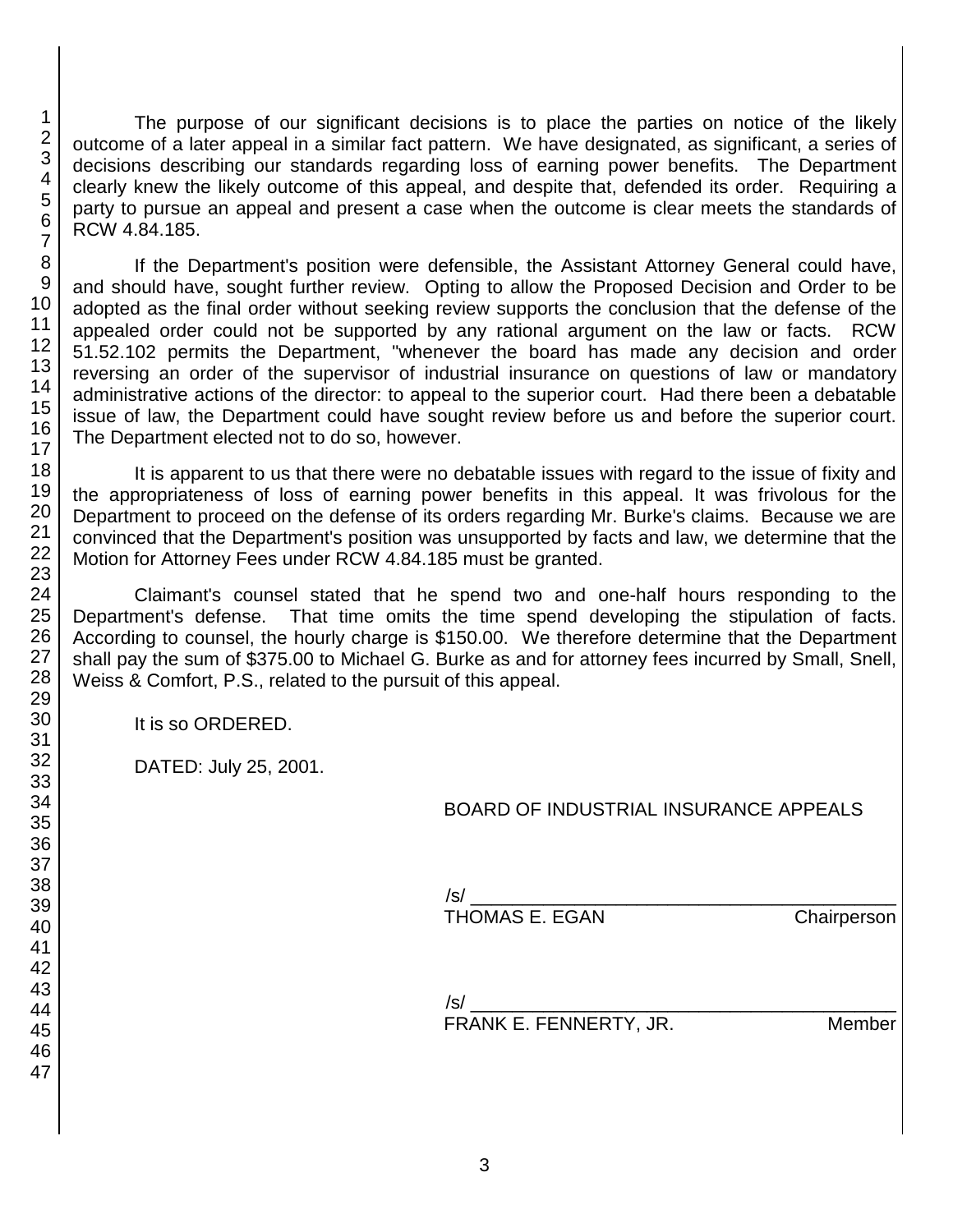The purpose of our significant decisions is to place the parties on notice of the likely outcome of a later appeal in a similar fact pattern. We have designated, as significant, a series of decisions describing our standards regarding loss of earning power benefits. The Department clearly knew the likely outcome of this appeal, and despite that, defended its order. Requiring a party to pursue an appeal and present a case when the outcome is clear meets the standards of RCW 4.84.185.

If the Department's position were defensible, the Assistant Attorney General could have, and should have, sought further review. Opting to allow the Proposed Decision and Order to be adopted as the final order without seeking review supports the conclusion that the defense of the appealed order could not be supported by any rational argument on the law or facts. RCW 51.52.102 permits the Department, "whenever the board has made any decision and order reversing an order of the supervisor of industrial insurance on questions of law or mandatory administrative actions of the director: to appeal to the superior court. Had there been a debatable issue of law, the Department could have sought review before us and before the superior court. The Department elected not to do so, however.

It is apparent to us that there were no debatable issues with regard to the issue of fixity and the appropriateness of loss of earning power benefits in this appeal. It was frivolous for the Department to proceed on the defense of its orders regarding Mr. Burke's claims. Because we are convinced that the Department's position was unsupported by facts and law, we determine that the Motion for Attorney Fees under RCW 4.84.185 must be granted.

Claimant's counsel stated that he spend two and one-half hours responding to the Department's defense. That time omits the time spend developing the stipulation of facts. According to counsel, the hourly charge is $150.00. We therefore determine that the Department shall pay the sum of $375.00 to Michael G. Burke as and for attorney fees incurred by Small, Snell, Weiss & Comfort, P.S., related to the pursuit of this appeal.

It is so ORDERED.

DATED: July 25, 2001.

BOARD OF INDUSTRIAL INSURANCE APPEALS

/s/ ____________________________________
THOMAS E. EGAN Chairperson

/s/ ____________________________________
FRANK E. FENNERTY, JR. Member